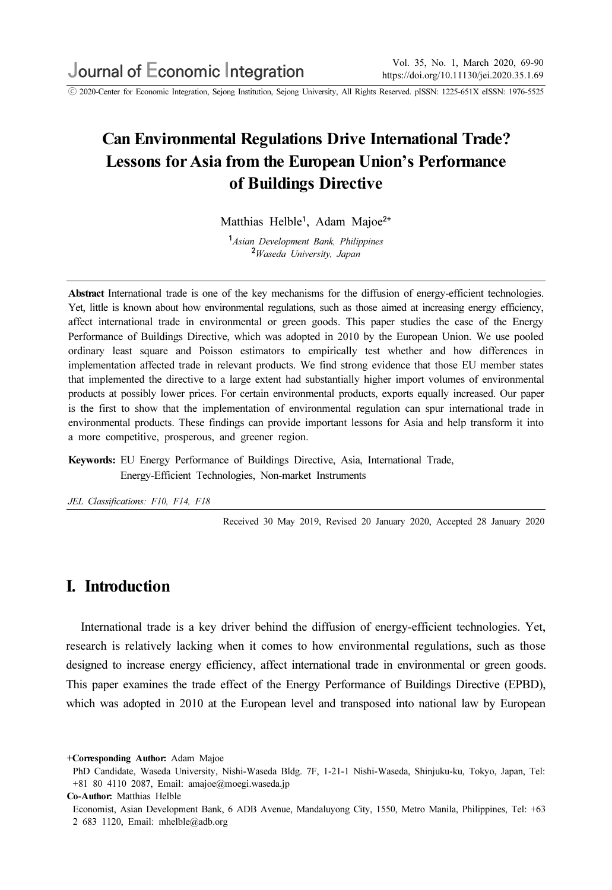# Can Environmental Regulations Drive International Trade? Lessons for Asia from the European Union's Performance of Buildings Directive

Matthias Helble[1], Adam Majoe[2+]

[1] *Asian Development Bank, Philippines*
[2] *Waseda University, Japan*

**Abstract** International trade is one of the key mechanisms for the diffusion of energy-efficient technologies. Yet, little is known about how environmental regulations, such as those aimed at increasing energy efficiency, affect international trade in environmental or green goods. This paper studies the case of the Energy Performance of Buildings Directive, which was adopted in 2010 by the European Union. We use pooled ordinary least square and Poisson estimators to empirically test whether and how differences in implementation affected trade in relevant products. We find strong evidence that those EU member states that implemented the directive to a large extent had substantially higher import volumes of environmental products at possibly lower prices. For certain environmental products, exports equally increased. Our paper is the first to show that the implementation of environmental regulation can spur international trade in environmental products. These findings can provide important lessons for Asia and help transform it into a more competitive, prosperous, and greener region.

**Keywords:** EU Energy Performance of Buildings Directive, Asia, International Trade, Energy-Efficient Technologies, Non-market Instruments

*JEL Classifications: F10, F14, F18*

Received 30 May 2019, Revised 20 January 2020, Accepted 28 January 2020

## I. Introduction

International trade is a key driver behind the diffusion of energy-efficient technologies. Yet, research is relatively lacking when it comes to how environmental regulations, such as those designed to increase energy efficiency, affect international trade in environmental or green goods. This paper examines the trade effect of the Energy Performance of Buildings Directive (EPBD), which was adopted in 2010 at the European level and transposed into national law by European

**+Corresponding Author:** Adam Majoe
PhD Candidate, Waseda University, Nishi-Waseda Bldg. 7F, 1-21-1 Nishi-Waseda, Shinjuku-ku, Tokyo, Japan, Tel: +81 80 4110 2087, Email: amajoe@moegi.waseda.jp

**Co-Author:** Matthias Helble
Economist, Asian Development Bank, 6 ADB Avenue, Mandaluyong City, 1550, Metro Manila, Philippines, Tel: +63 2 683 1120, Email: mhelble@adb.org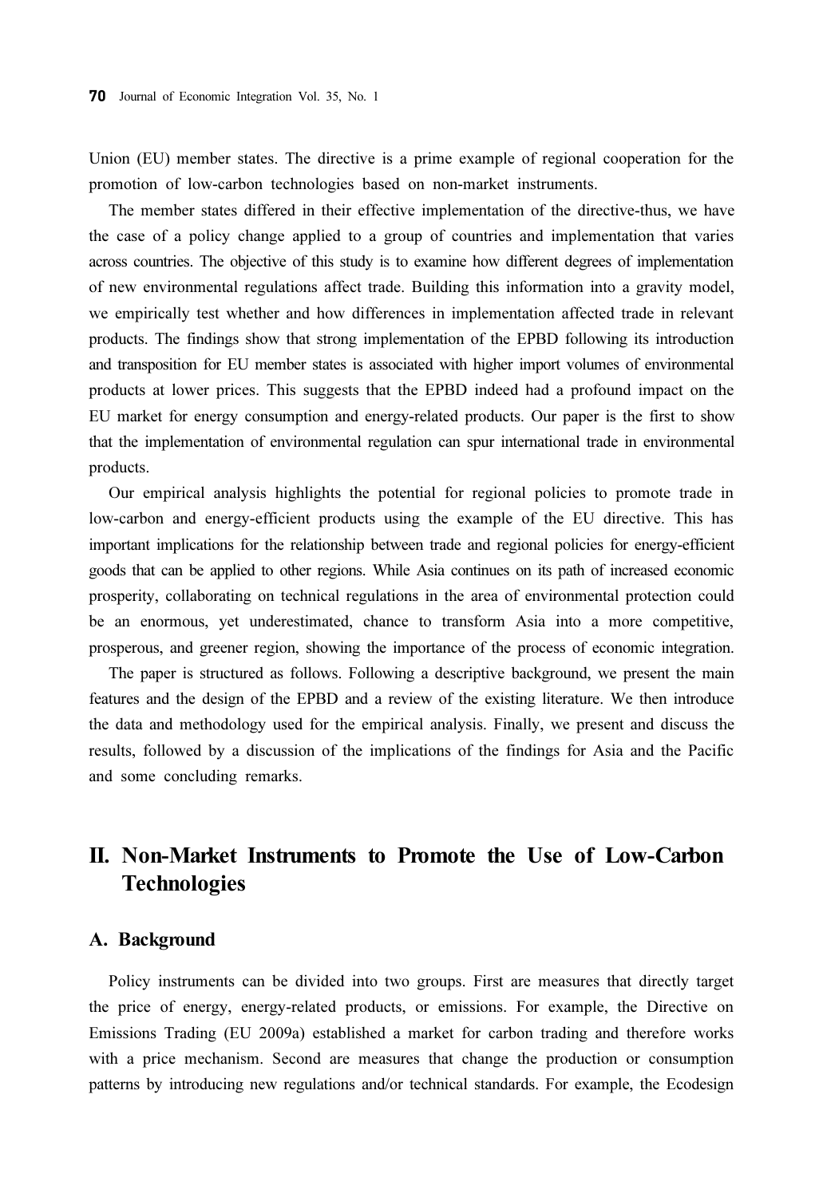Union (EU) member states. The directive is a prime example of regional cooperation for the promotion of low-carbon technologies based on non-market instruments.

The member states differed in their effective implementation of the directive-thus, we have the case of a policy change applied to a group of countries and implementation that varies across countries. The objective of this study is to examine how different degrees of implementation of new environmental regulations affect trade. Building this information into a gravity model, we empirically test whether and how differences in implementation affected trade in relevant products. The findings show that strong implementation of the EPBD following its introduction and transposition for EU member states is associated with higher import volumes of environmental products at lower prices. This suggests that the EPBD indeed had a profound impact on the EU market for energy consumption and energy-related products. Our paper is the first to show that the implementation of environmental regulation can spur international trade in environmental products.

Our empirical analysis highlights the potential for regional policies to promote trade in low-carbon and energy-efficient products using the example of the EU directive. This has important implications for the relationship between trade and regional policies for energy-efficient goods that can be applied to other regions. While Asia continues on its path of increased economic prosperity, collaborating on technical regulations in the area of environmental protection could be an enormous, yet underestimated, chance to transform Asia into a more competitive, prosperous, and greener region, showing the importance of the process of economic integration.

The paper is structured as follows. Following a descriptive background, we present the main features and the design of the EPBD and a review of the existing literature. We then introduce the data and methodology used for the empirical analysis. Finally, we present and discuss the results, followed by a discussion of the implications of the findings for Asia and the Pacific and some concluding remarks.

## II. Non-Market Instruments to Promote the Use of Low-Carbon Technologies

### A. Background

Policy instruments can be divided into two groups. First are measures that directly target the price of energy, energy-related products, or emissions. For example, the Directive on Emissions Trading (EU 2009a) established a market for carbon trading and therefore works with a price mechanism. Second are measures that change the production or consumption patterns by introducing new regulations and/or technical standards. For example, the Ecodesign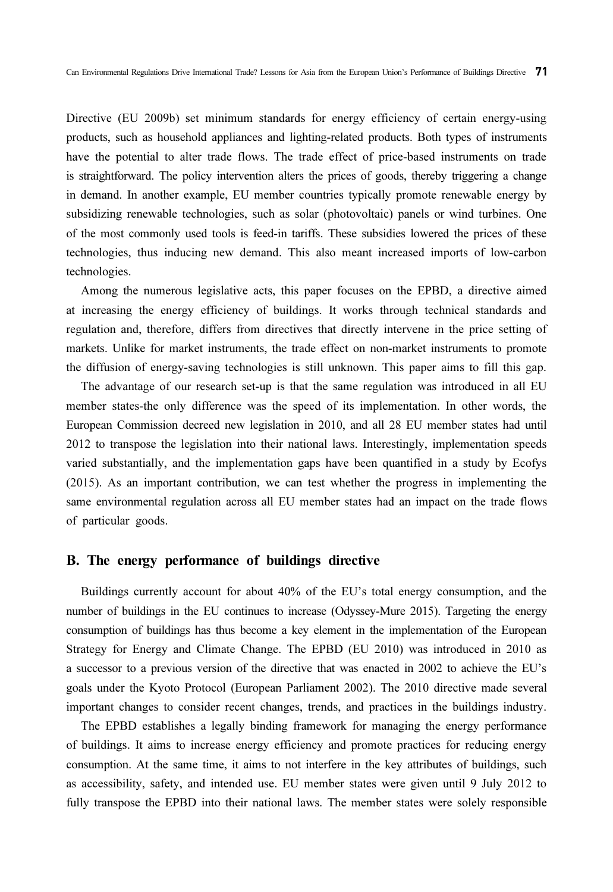Directive (EU 2009b) set minimum standards for energy efficiency of certain energy-using products, such as household appliances and lighting-related products. Both types of instruments have the potential to alter trade flows. The trade effect of price-based instruments on trade is straightforward. The policy intervention alters the prices of goods, thereby triggering a change in demand. In another example, EU member countries typically promote renewable energy by subsidizing renewable technologies, such as solar (photovoltaic) panels or wind turbines. One of the most commonly used tools is feed-in tariffs. These subsidies lowered the prices of these technologies, thus inducing new demand. This also meant increased imports of low-carbon technologies.

Among the numerous legislative acts, this paper focuses on the EPBD, a directive aimed at increasing the energy efficiency of buildings. It works through technical standards and regulation and, therefore, differs from directives that directly intervene in the price setting of markets. Unlike for market instruments, the trade effect on non-market instruments to promote the diffusion of energy-saving technologies is still unknown. This paper aims to fill this gap.

The advantage of our research set-up is that the same regulation was introduced in all EU member states-the only difference was the speed of its implementation. In other words, the European Commission decreed new legislation in 2010, and all 28 EU member states had until 2012 to transpose the legislation into their national laws. Interestingly, implementation speeds varied substantially, and the implementation gaps have been quantified in a study by Ecofys (2015). As an important contribution, we can test whether the progress in implementing the same environmental regulation across all EU member states had an impact on the trade flows of particular goods.

## B. The energy performance of buildings directive

Buildings currently account for about 40% of the EU's total energy consumption, and the number of buildings in the EU continues to increase (Odyssey-Mure 2015). Targeting the energy consumption of buildings has thus become a key element in the implementation of the European Strategy for Energy and Climate Change. The EPBD (EU 2010) was introduced in 2010 as a successor to a previous version of the directive that was enacted in 2002 to achieve the EU's goals under the Kyoto Protocol (European Parliament 2002). The 2010 directive made several important changes to consider recent changes, trends, and practices in the buildings industry.

The EPBD establishes a legally binding framework for managing the energy performance of buildings. It aims to increase energy efficiency and promote practices for reducing energy consumption. At the same time, it aims to not interfere in the key attributes of buildings, such as accessibility, safety, and intended use. EU member states were given until 9 July 2012 to fully transpose the EPBD into their national laws. The member states were solely responsible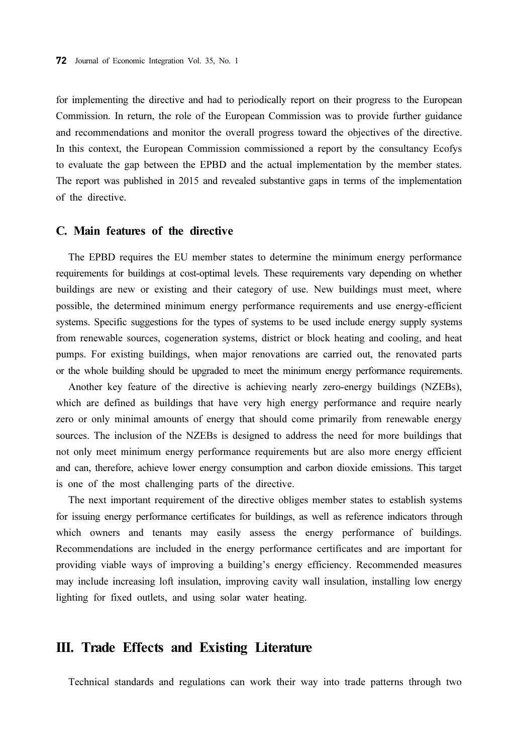for implementing the directive and had to periodically report on their progress to the European Commission. In return, the role of the European Commission was to provide further guidance and recommendations and monitor the overall progress toward the objectives of the directive. In this context, the European Commission commissioned a report by the consultancy Ecofys to evaluate the gap between the EPBD and the actual implementation by the member states. The report was published in 2015 and revealed substantive gaps in terms of the implementation of the directive.

### C. Main features of the directive

The EPBD requires the EU member states to determine the minimum energy performance requirements for buildings at cost-optimal levels. These requirements vary depending on whether buildings are new or existing and their category of use. New buildings must meet, where possible, the determined minimum energy performance requirements and use energy-efficient systems. Specific suggestions for the types of systems to be used include energy supply systems from renewable sources, cogeneration systems, district or block heating and cooling, and heat pumps. For existing buildings, when major renovations are carried out, the renovated parts or the whole building should be upgraded to meet the minimum energy performance requirements.

Another key feature of the directive is achieving nearly zero-energy buildings (NZEBs), which are defined as buildings that have very high energy performance and require nearly zero or only minimal amounts of energy that should come primarily from renewable energy sources. The inclusion of the NZEBs is designed to address the need for more buildings that not only meet minimum energy performance requirements but are also more energy efficient and can, therefore, achieve lower energy consumption and carbon dioxide emissions. This target is one of the most challenging parts of the directive.

The next important requirement of the directive obliges member states to establish systems for issuing energy performance certificates for buildings, as well as reference indicators through which owners and tenants may easily assess the energy performance of buildings. Recommendations are included in the energy performance certificates and are important for providing viable ways of improving a building's energy efficiency. Recommended measures may include increasing loft insulation, improving cavity wall insulation, installing low energy lighting for fixed outlets, and using solar water heating.

## III. Trade Effects and Existing Literature

Technical standards and regulations can work their way into trade patterns through two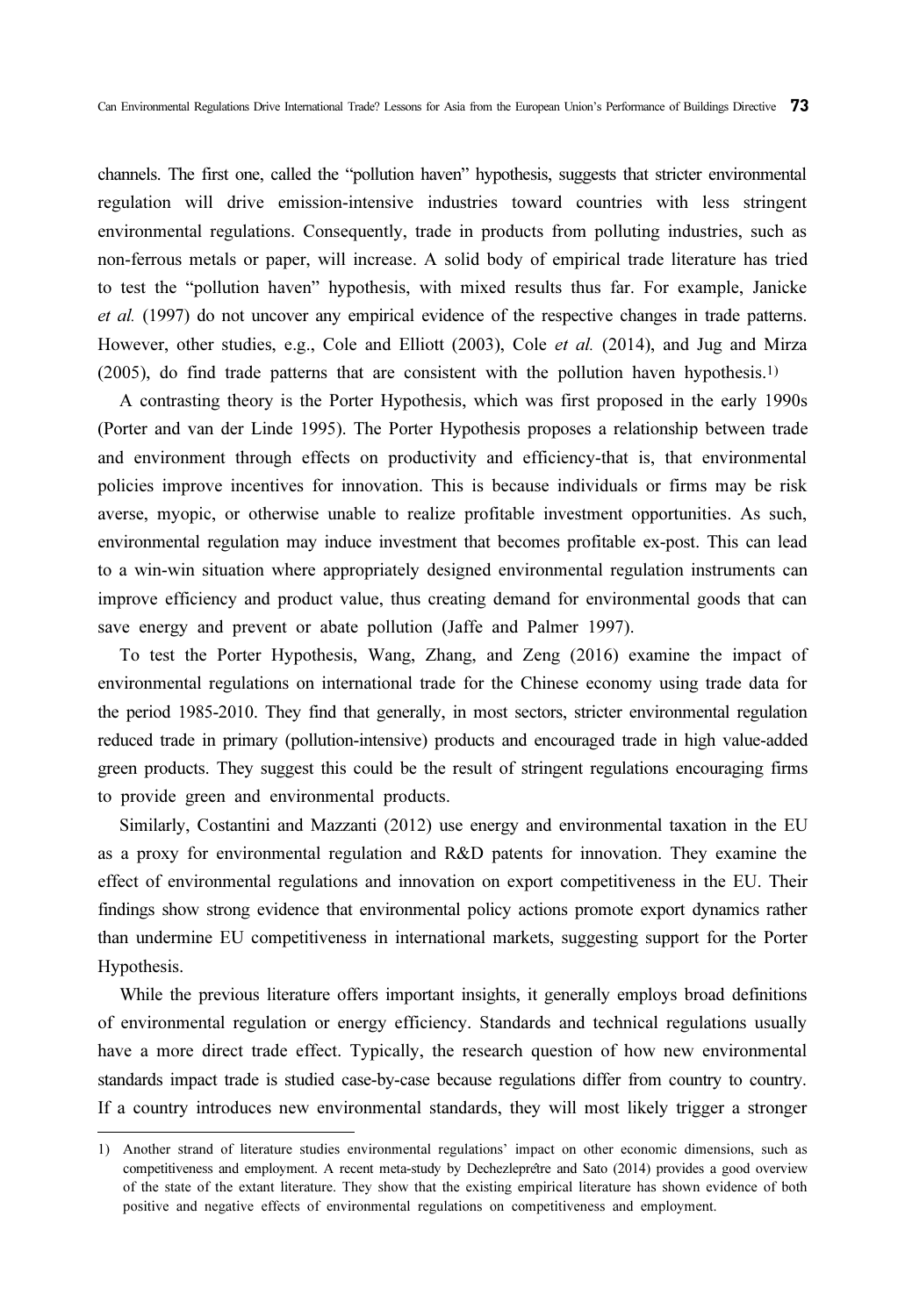channels. The first one, called the "pollution haven" hypothesis, suggests that stricter environmental regulation will drive emission-intensive industries toward countries with less stringent environmental regulations. Consequently, trade in products from polluting industries, such as non-ferrous metals or paper, will increase. A solid body of empirical trade literature has tried to test the "pollution haven" hypothesis, with mixed results thus far. For example, Janicke *et al.* (1997) do not uncover any empirical evidence of the respective changes in trade patterns. However, other studies, e.g., Cole and Elliott (2003), Cole *et al.* (2014), and Jug and Mirza (2005), do find trade patterns that are consistent with the pollution haven hypothesis.[1)]

A contrasting theory is the Porter Hypothesis, which was first proposed in the early 1990s (Porter and van der Linde 1995). The Porter Hypothesis proposes a relationship between trade and environment through effects on productivity and efficiency-that is, that environmental policies improve incentives for innovation. This is because individuals or firms may be risk averse, myopic, or otherwise unable to realize profitable investment opportunities. As such, environmental regulation may induce investment that becomes profitable ex-post. This can lead to a win-win situation where appropriately designed environmental regulation instruments can improve efficiency and product value, thus creating demand for environmental goods that can save energy and prevent or abate pollution (Jaffe and Palmer 1997).

To test the Porter Hypothesis, Wang, Zhang, and Zeng (2016) examine the impact of environmental regulations on international trade for the Chinese economy using trade data for the period 1985-2010. They find that generally, in most sectors, stricter environmental regulation reduced trade in primary (pollution-intensive) products and encouraged trade in high value-added green products. They suggest this could be the result of stringent regulations encouraging firms to provide green and environmental products.

Similarly, Costantini and Mazzanti (2012) use energy and environmental taxation in the EU as a proxy for environmental regulation and R&D patents for innovation. They examine the effect of environmental regulations and innovation on export competitiveness in the EU. Their findings show strong evidence that environmental policy actions promote export dynamics rather than undermine EU competitiveness in international markets, suggesting support for the Porter Hypothesis.

While the previous literature offers important insights, it generally employs broad definitions of environmental regulation or energy efficiency. Standards and technical regulations usually have a more direct trade effect. Typically, the research question of how new environmental standards impact trade is studied case-by-case because regulations differ from country to country. If a country introduces new environmental standards, they will most likely trigger a stronger

---

1) Another strand of literature studies environmental regulations' impact on other economic dimensions, such as competitiveness and employment. A recent meta-study by Dechezleprêtre and Sato (2014) provides a good overview of the state of the extant literature. They show that the existing empirical literature has shown evidence of both positive and negative effects of environmental regulations on competitiveness and employment.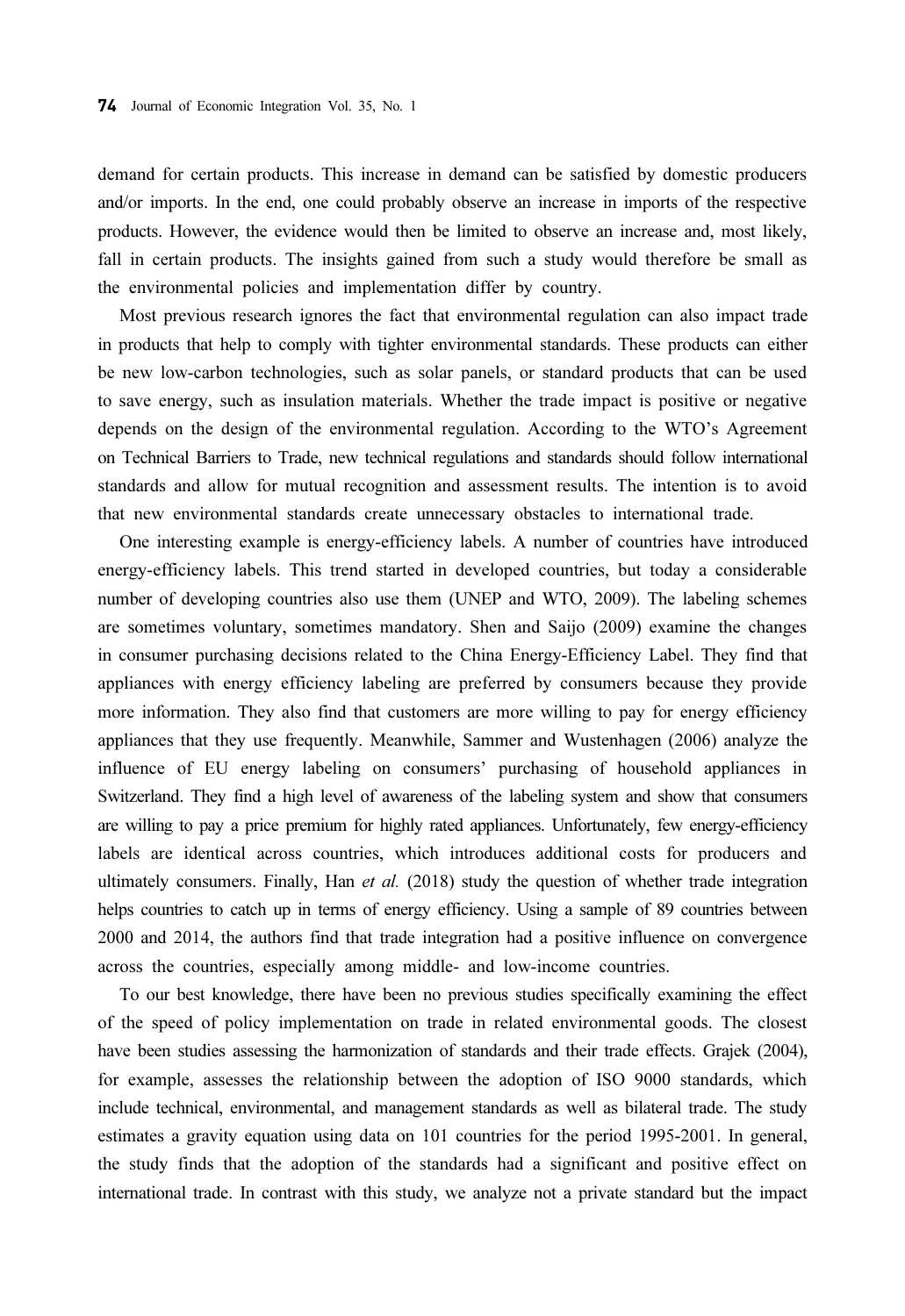demand for certain products. This increase in demand can be satisfied by domestic producers and/or imports. In the end, one could probably observe an increase in imports of the respective products. However, the evidence would then be limited to observe an increase and, most likely, fall in certain products. The insights gained from such a study would therefore be small as the environmental policies and implementation differ by country.

Most previous research ignores the fact that environmental regulation can also impact trade in products that help to comply with tighter environmental standards. These products can either be new low-carbon technologies, such as solar panels, or standard products that can be used to save energy, such as insulation materials. Whether the trade impact is positive or negative depends on the design of the environmental regulation. According to the WTO's Agreement on Technical Barriers to Trade, new technical regulations and standards should follow international standards and allow for mutual recognition and assessment results. The intention is to avoid that new environmental standards create unnecessary obstacles to international trade.

One interesting example is energy-efficiency labels. A number of countries have introduced energy-efficiency labels. This trend started in developed countries, but today a considerable number of developing countries also use them (UNEP and WTO, 2009). The labeling schemes are sometimes voluntary, sometimes mandatory. Shen and Saijo (2009) examine the changes in consumer purchasing decisions related to the China Energy-Efficiency Label. They find that appliances with energy efficiency labeling are preferred by consumers because they provide more information. They also find that customers are more willing to pay for energy efficiency appliances that they use frequently. Meanwhile, Sammer and Wustenhagen (2006) analyze the influence of EU energy labeling on consumers' purchasing of household appliances in Switzerland. They find a high level of awareness of the labeling system and show that consumers are willing to pay a price premium for highly rated appliances. Unfortunately, few energy-efficiency labels are identical across countries, which introduces additional costs for producers and ultimately consumers. Finally, Han *et al.* (2018) study the question of whether trade integration helps countries to catch up in terms of energy efficiency. Using a sample of 89 countries between 2000 and 2014, the authors find that trade integration had a positive influence on convergence across the countries, especially among middle- and low-income countries.

To our best knowledge, there have been no previous studies specifically examining the effect of the speed of policy implementation on trade in related environmental goods. The closest have been studies assessing the harmonization of standards and their trade effects. Grajek (2004), for example, assesses the relationship between the adoption of ISO 9000 standards, which include technical, environmental, and management standards as well as bilateral trade. The study estimates a gravity equation using data on 101 countries for the period 1995-2001. In general, the study finds that the adoption of the standards had a significant and positive effect on international trade. In contrast with this study, we analyze not a private standard but the impact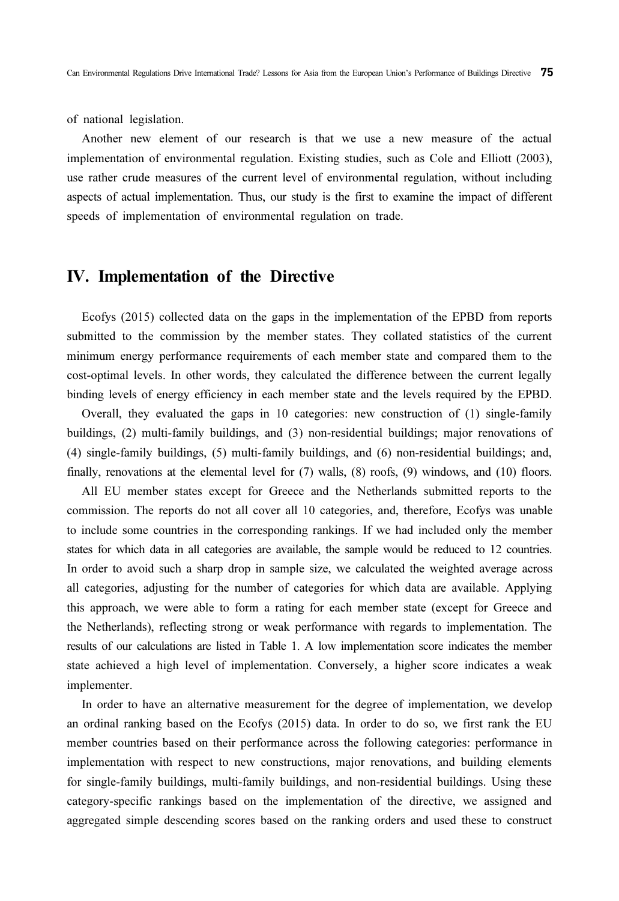of national legislation.

Another new element of our research is that we use a new measure of the actual implementation of environmental regulation. Existing studies, such as Cole and Elliott (2003), use rather crude measures of the current level of environmental regulation, without including aspects of actual implementation. Thus, our study is the first to examine the impact of different speeds of implementation of environmental regulation on trade.

## IV. Implementation of the Directive

Ecofys (2015) collected data on the gaps in the implementation of the EPBD from reports submitted to the commission by the member states. They collated statistics of the current minimum energy performance requirements of each member state and compared them to the cost-optimal levels. In other words, they calculated the difference between the current legally binding levels of energy efficiency in each member state and the levels required by the EPBD.

Overall, they evaluated the gaps in 10 categories: new construction of (1) single-family buildings, (2) multi-family buildings, and (3) non-residential buildings; major renovations of (4) single-family buildings, (5) multi-family buildings, and (6) non-residential buildings; and, finally, renovations at the elemental level for (7) walls, (8) roofs, (9) windows, and (10) floors.

All EU member states except for Greece and the Netherlands submitted reports to the commission. The reports do not all cover all 10 categories, and, therefore, Ecofys was unable to include some countries in the corresponding rankings. If we had included only the member states for which data in all categories are available, the sample would be reduced to 12 countries. In order to avoid such a sharp drop in sample size, we calculated the weighted average across all categories, adjusting for the number of categories for which data are available. Applying this approach, we were able to form a rating for each member state (except for Greece and the Netherlands), reflecting strong or weak performance with regards to implementation. The results of our calculations are listed in Table 1. A low implementation score indicates the member state achieved a high level of implementation. Conversely, a higher score indicates a weak implementer.

In order to have an alternative measurement for the degree of implementation, we develop an ordinal ranking based on the Ecofys (2015) data. In order to do so, we first rank the EU member countries based on their performance across the following categories: performance in implementation with respect to new constructions, major renovations, and building elements for single-family buildings, multi-family buildings, and non-residential buildings. Using these category-specific rankings based on the implementation of the directive, we assigned and aggregated simple descending scores based on the ranking orders and used these to construct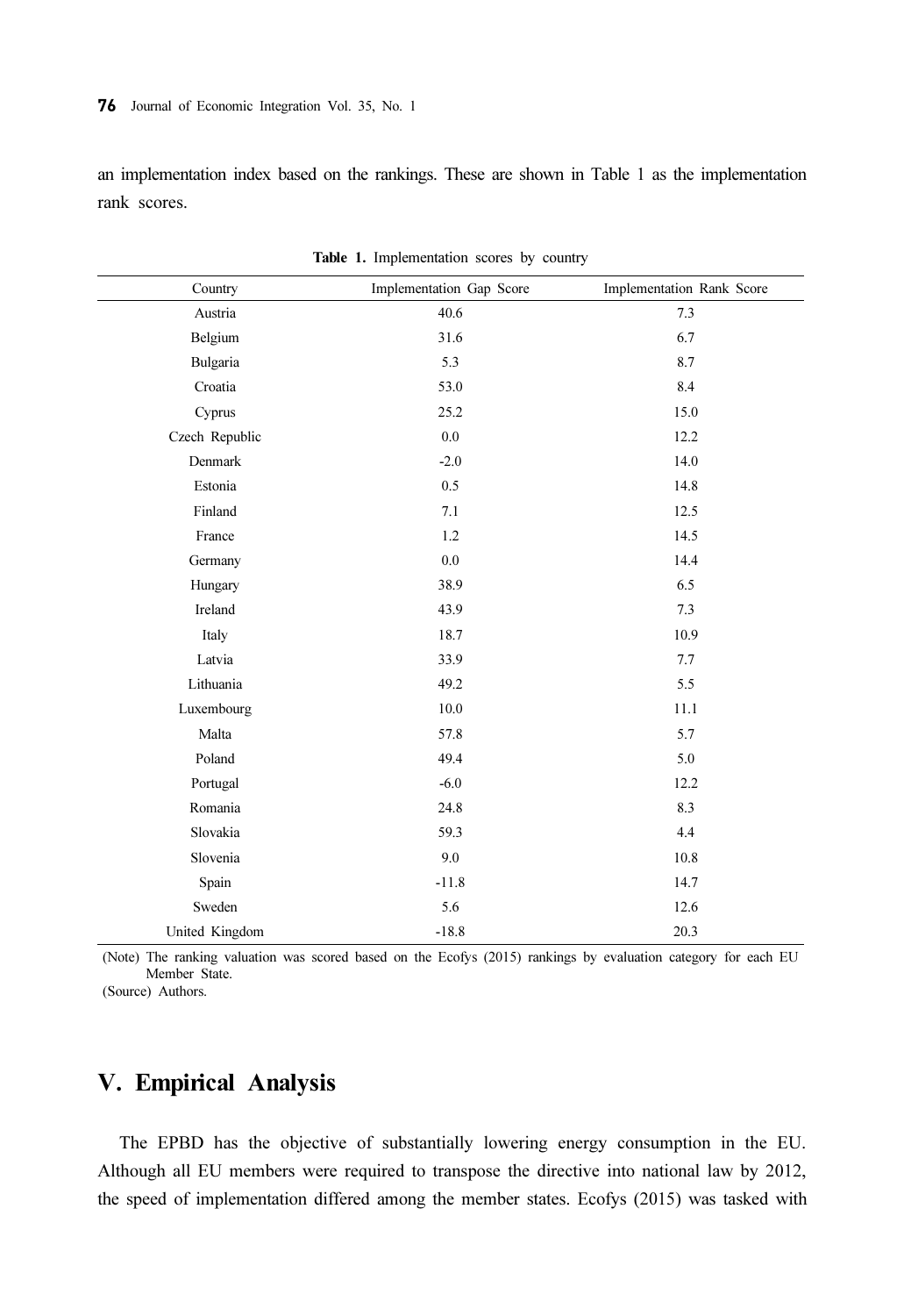an implementation index based on the rankings. These are shown in Table 1 as the implementation rank scores.

**Table 1.** Implementation scores by country

| Country | Implementation Gap Score | Implementation Rank Score |
|---|---|---|
| Austria | 40.6 | 7.3 |
| Belgium | 31.6 | 6.7 |
| Bulgaria | 5.3 | 8.7 |
| Croatia | 53.0 | 8.4 |
| Cyprus | 25.2 | 15.0 |
| Czech Republic | 0.0 | 12.2 |
| Denmark | -2.0 | 14.0 |
| Estonia | 0.5 | 14.8 |
| Finland | 7.1 | 12.5 |
| France | 1.2 | 14.5 |
| Germany | 0.0 | 14.4 |
| Hungary | 38.9 | 6.5 |
| Ireland | 43.9 | 7.3 |
| Italy | 18.7 | 10.9 |
| Latvia | 33.9 | 7.7 |
| Lithuania | 49.2 | 5.5 |
| Luxembourg | 10.0 | 11.1 |
| Malta | 57.8 | 5.7 |
| Poland | 49.4 | 5.0 |
| Portugal | -6.0 | 12.2 |
| Romania | 24.8 | 8.3 |
| Slovakia | 59.3 | 4.4 |
| Slovenia | 9.0 | 10.8 |
| Spain | -11.8 | 14.7 |
| Sweden | 5.6 | 12.6 |
| United Kingdom | -18.8 | 20.3 |

(Note) The ranking valuation was scored based on the Ecofys (2015) rankings by evaluation category for each EU Member State.
(Source) Authors.

## V. Empirical Analysis

The EPBD has the objective of substantially lowering energy consumption in the EU. Although all EU members were required to transpose the directive into national law by 2012, the speed of implementation differed among the member states. Ecofys (2015) was tasked with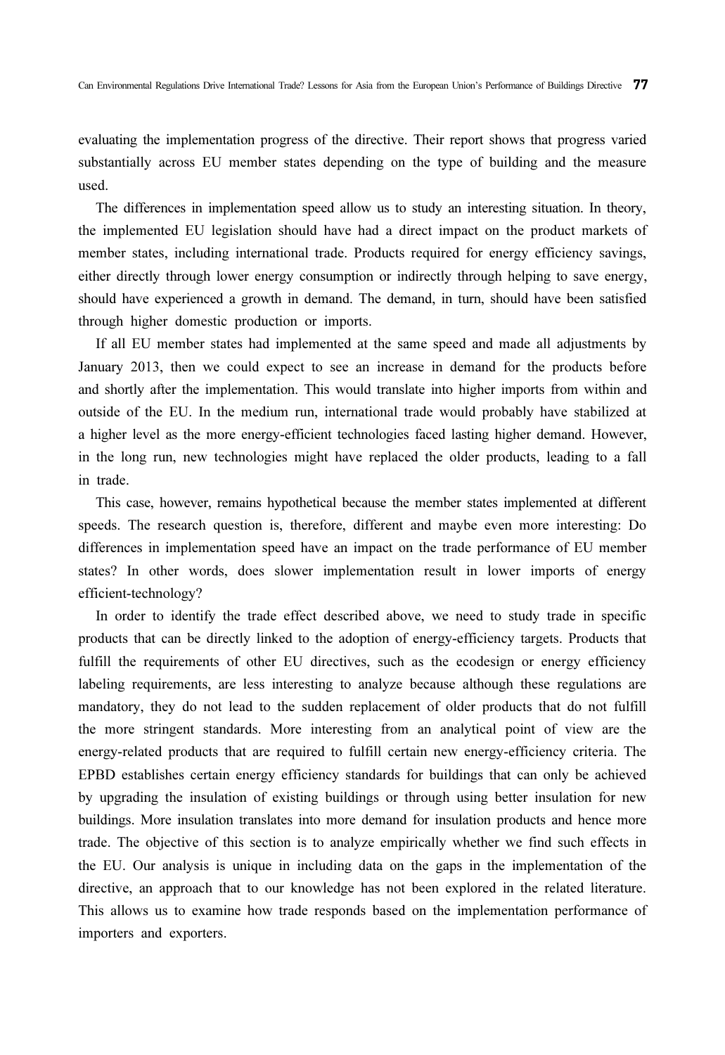evaluating the implementation progress of the directive. Their report shows that progress varied substantially across EU member states depending on the type of building and the measure used.

The differences in implementation speed allow us to study an interesting situation. In theory, the implemented EU legislation should have had a direct impact on the product markets of member states, including international trade. Products required for energy efficiency savings, either directly through lower energy consumption or indirectly through helping to save energy, should have experienced a growth in demand. The demand, in turn, should have been satisfied through higher domestic production or imports.

If all EU member states had implemented at the same speed and made all adjustments by January 2013, then we could expect to see an increase in demand for the products before and shortly after the implementation. This would translate into higher imports from within and outside of the EU. In the medium run, international trade would probably have stabilized at a higher level as the more energy-efficient technologies faced lasting higher demand. However, in the long run, new technologies might have replaced the older products, leading to a fall in trade.

This case, however, remains hypothetical because the member states implemented at different speeds. The research question is, therefore, different and maybe even more interesting: Do differences in implementation speed have an impact on the trade performance of EU member states? In other words, does slower implementation result in lower imports of energy efficient-technology?

In order to identify the trade effect described above, we need to study trade in specific products that can be directly linked to the adoption of energy-efficiency targets. Products that fulfill the requirements of other EU directives, such as the ecodesign or energy efficiency labeling requirements, are less interesting to analyze because although these regulations are mandatory, they do not lead to the sudden replacement of older products that do not fulfill the more stringent standards. More interesting from an analytical point of view are the energy-related products that are required to fulfill certain new energy-efficiency criteria. The EPBD establishes certain energy efficiency standards for buildings that can only be achieved by upgrading the insulation of existing buildings or through using better insulation for new buildings. More insulation translates into more demand for insulation products and hence more trade. The objective of this section is to analyze empirically whether we find such effects in the EU. Our analysis is unique in including data on the gaps in the implementation of the directive, an approach that to our knowledge has not been explored in the related literature. This allows us to examine how trade responds based on the implementation performance of importers and exporters.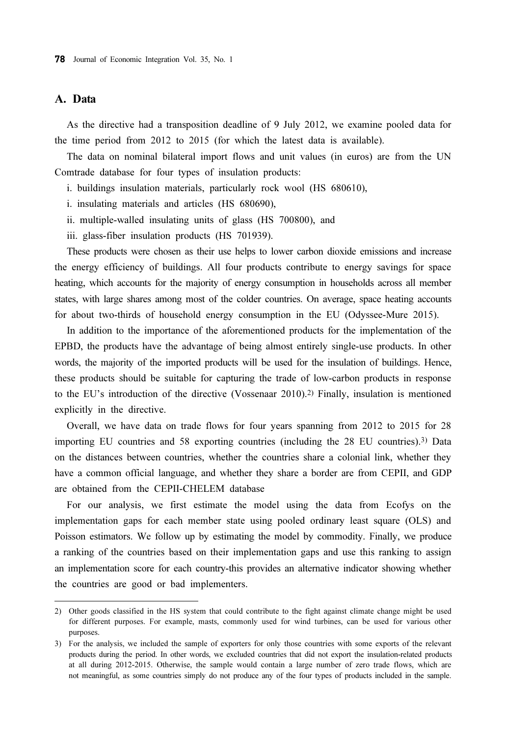## A. Data

As the directive had a transposition deadline of 9 July 2012, we examine pooled data for the time period from 2012 to 2015 (for which the latest data is available).

The data on nominal bilateral import flows and unit values (in euros) are from the UN Comtrade database for four types of insulation products:

i. buildings insulation materials, particularly rock wool (HS 680610),
i. insulating materials and articles (HS 680690),
ii. multiple-walled insulating units of glass (HS 700800), and
iii. glass-fiber insulation products (HS 701939).

These products were chosen as their use helps to lower carbon dioxide emissions and increase the energy efficiency of buildings. All four products contribute to energy savings for space heating, which accounts for the majority of energy consumption in households across all member states, with large shares among most of the colder countries. On average, space heating accounts for about two-thirds of household energy consumption in the EU (Odyssee-Mure 2015).

In addition to the importance of the aforementioned products for the implementation of the EPBD, the products have the advantage of being almost entirely single-use products. In other words, the majority of the imported products will be used for the insulation of buildings. Hence, these products should be suitable for capturing the trade of low-carbon products in response to the EU's introduction of the directive (Vossenaar 2010).[2] Finally, insulation is mentioned explicitly in the directive.

Overall, we have data on trade flows for four years spanning from 2012 to 2015 for 28 importing EU countries and 58 exporting countries (including the 28 EU countries).[3] Data on the distances between countries, whether the countries share a colonial link, whether they have a common official language, and whether they share a border are from CEPII, and GDP are obtained from the CEPII-CHELEM database

For our analysis, we first estimate the model using the data from Ecofys on the implementation gaps for each member state using pooled ordinary least square (OLS) and Poisson estimators. We follow up by estimating the model by commodity. Finally, we produce a ranking of the countries based on their implementation gaps and use this ranking to assign an implementation score for each country-this provides an alternative indicator showing whether the countries are good or bad implementers.

---

2) Other goods classified in the HS system that could contribute to the fight against climate change might be used for different purposes. For example, masts, commonly used for wind turbines, can be used for various other purposes.

3) For the analysis, we included the sample of exporters for only those countries with some exports of the relevant products during the period. In other words, we excluded countries that did not export the insulation-related products at all during 2012-2015. Otherwise, the sample would contain a large number of zero trade flows, which are not meaningful, as some countries simply do not produce any of the four types of products included in the sample.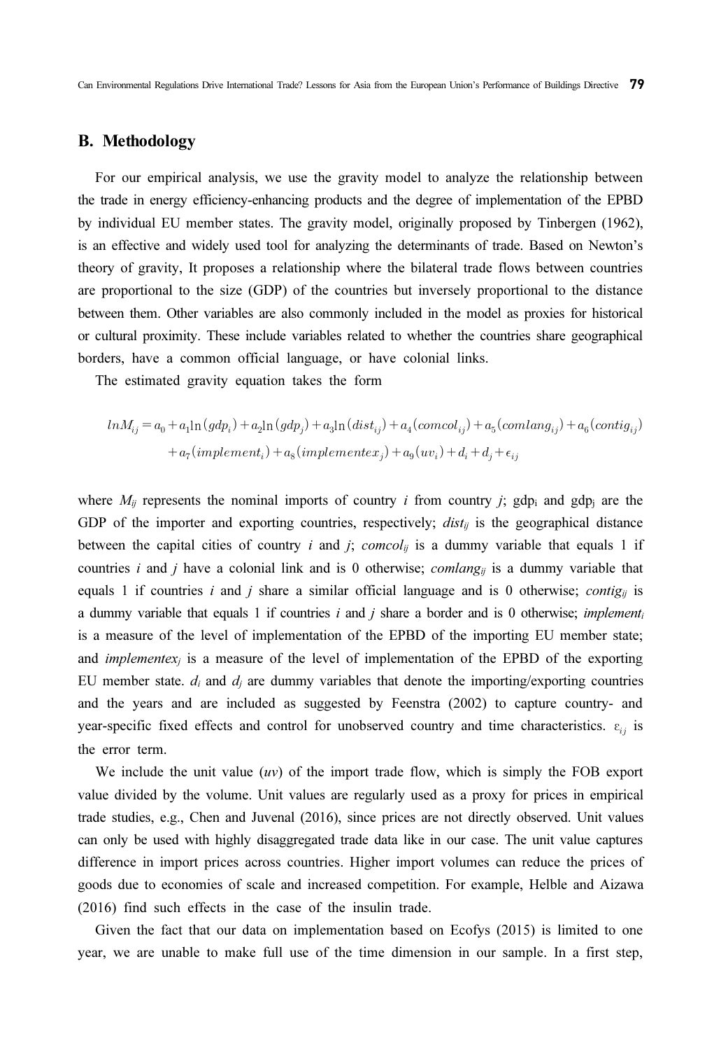## B. Methodology

For our empirical analysis, we use the gravity model to analyze the relationship between the trade in energy efficiency-enhancing products and the degree of implementation of the EPBD by individual EU member states. The gravity model, originally proposed by Tinbergen (1962), is an effective and widely used tool for analyzing the determinants of trade. Based on Newton's theory of gravity, It proposes a relationship where the bilateral trade flows between countries are proportional to the size (GDP) of the countries but inversely proportional to the distance between them. Other variables are also commonly included in the model as proxies for historical or cultural proximity. These include variables related to whether the countries share geographical borders, have a common official language, or have colonial links.

The estimated gravity equation takes the form

$$
\begin{aligned}
lnM_{ij} = a_0 + a_1 \ln(gdp_i) + a_2 \ln(gdp_j) + a_3 \ln(dist_{ij}) + a_4(comcol_{ij}) + a_5(comlang_{ij}) + a_6(contig_{ij}) \\
+ a_7(implement_i) + a_8(implementex_j) + a_9(uv_i) + d_i + d_j + \epsilon_{ij}
\end{aligned}
$$

where $M_{ij}$ represents the nominal imports of country $i$ from country $j$; $gdp_i$ and $gdp_j$ are the GDP of the importer and exporting countries, respectively; $dist_{ij}$ is the geographical distance between the capital cities of country $i$ and $j$; $comcol_{ij}$ is a dummy variable that equals 1 if countries $i$ and $j$ have a colonial link and is 0 otherwise; $comlang_{ij}$ is a dummy variable that equals 1 if countries $i$ and $j$ share a similar official language and is 0 otherwise; $contig_{ij}$ is a dummy variable that equals 1 if countries $i$ and $j$ share a border and is 0 otherwise; $implement_i$ is a measure of the level of implementation of the EPBD of the importing EU member state; and $implementex_j$ is a measure of the level of implementation of the EPBD of the exporting EU member state. $d_i$ and $d_j$ are dummy variables that denote the importing/exporting countries and the years and are included as suggested by Feenstra (2002) to capture country- and year-specific fixed effects and control for unobserved country and time characteristics. $\varepsilon_{ij}$ is the error term.

We include the unit value ($uv$) of the import trade flow, which is simply the FOB export value divided by the volume. Unit values are regularly used as a proxy for prices in empirical trade studies, e.g., Chen and Juvenal (2016), since prices are not directly observed. Unit values can only be used with highly disaggregated trade data like in our case. The unit value captures difference in import prices across countries. Higher import volumes can reduce the prices of goods due to economies of scale and increased competition. For example, Helble and Aizawa (2016) find such effects in the case of the insulin trade.

Given the fact that our data on implementation based on Ecofys (2015) is limited to one year, we are unable to make full use of the time dimension in our sample. In a first step,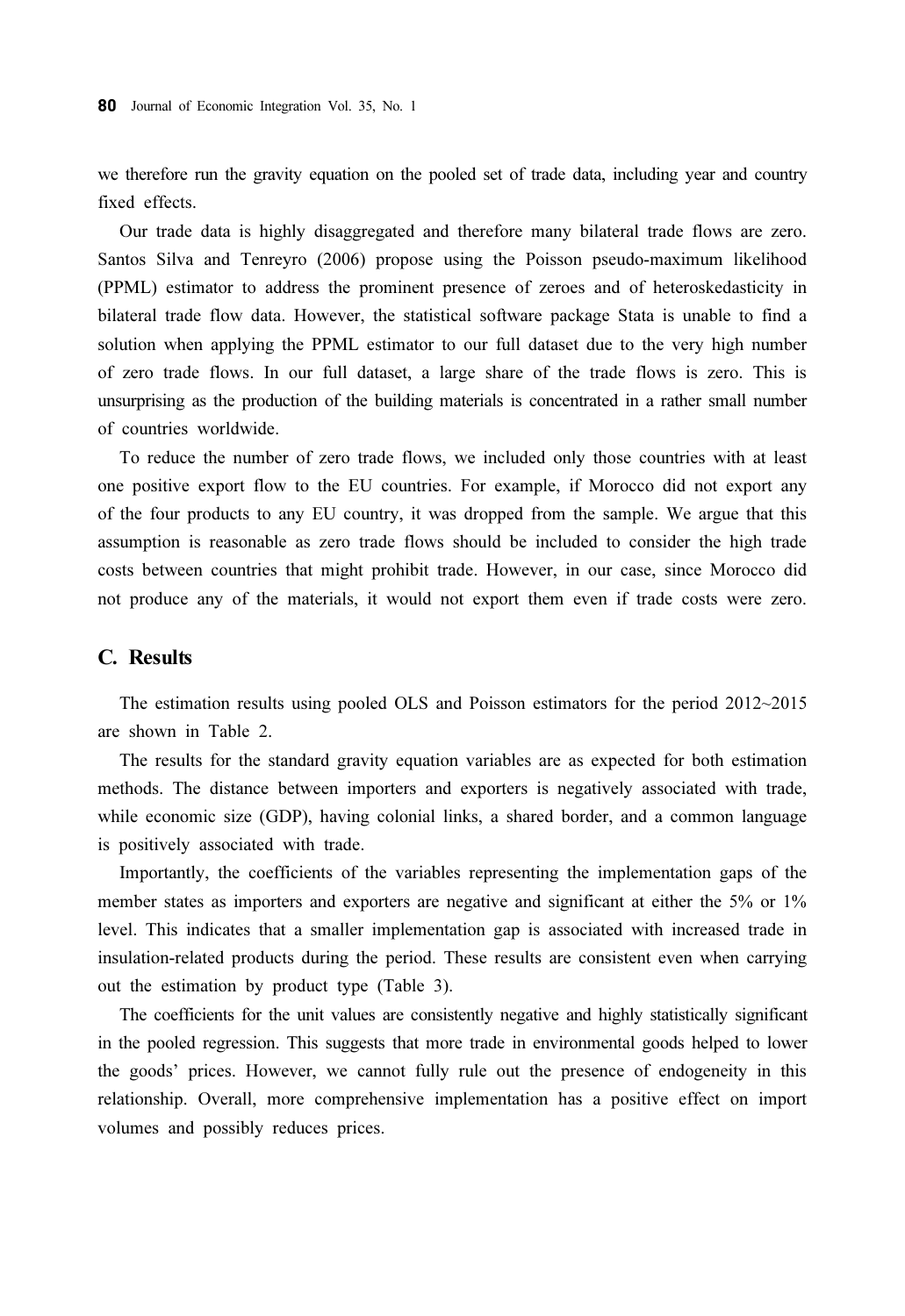we therefore run the gravity equation on the pooled set of trade data, including year and country fixed effects.

Our trade data is highly disaggregated and therefore many bilateral trade flows are zero. Santos Silva and Tenreyro (2006) propose using the Poisson pseudo-maximum likelihood (PPML) estimator to address the prominent presence of zeroes and of heteroskedasticity in bilateral trade flow data. However, the statistical software package Stata is unable to find a solution when applying the PPML estimator to our full dataset due to the very high number of zero trade flows. In our full dataset, a large share of the trade flows is zero. This is unsurprising as the production of the building materials is concentrated in a rather small number of countries worldwide.

To reduce the number of zero trade flows, we included only those countries with at least one positive export flow to the EU countries. For example, if Morocco did not export any of the four products to any EU country, it was dropped from the sample. We argue that this assumption is reasonable as zero trade flows should be included to consider the high trade costs between countries that might prohibit trade. However, in our case, since Morocco did not produce any of the materials, it would not export them even if trade costs were zero.

## C. Results

The estimation results using pooled OLS and Poisson estimators for the period 2012~2015 are shown in Table 2.

The results for the standard gravity equation variables are as expected for both estimation methods. The distance between importers and exporters is negatively associated with trade, while economic size (GDP), having colonial links, a shared border, and a common language is positively associated with trade.

Importantly, the coefficients of the variables representing the implementation gaps of the member states as importers and exporters are negative and significant at either the 5% or 1% level. This indicates that a smaller implementation gap is associated with increased trade in insulation-related products during the period. These results are consistent even when carrying out the estimation by product type (Table 3).

The coefficients for the unit values are consistently negative and highly statistically significant in the pooled regression. This suggests that more trade in environmental goods helped to lower the goods' prices. However, we cannot fully rule out the presence of endogeneity in this relationship. Overall, more comprehensive implementation has a positive effect on import volumes and possibly reduces prices.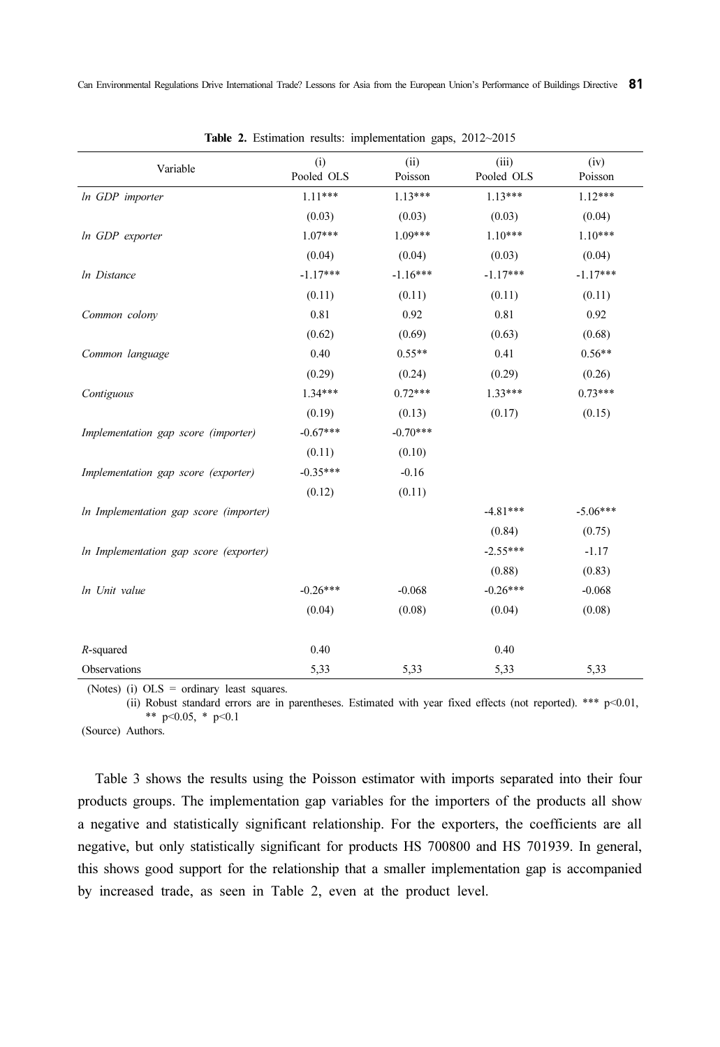**Table 2.** Estimation results: implementation gaps, 2012~2015

| Variable | (i) Pooled OLS | (ii) Poisson | (iii) Pooled OLS | (iv) Poisson |
|---|---|---|---|---|
| *ln GDP importer* | 1.11*** | 1.13*** | 1.13*** | 1.12*** |
| | (0.03) | (0.03) | (0.03) | (0.04) |
| *ln GDP exporter* | 1.07*** | 1.09*** | 1.10*** | 1.10*** |
| | (0.04) | (0.04) | (0.03) | (0.04) |
| *ln Distance* | -1.17*** | -1.16*** | -1.17*** | -1.17*** |
| | (0.11) | (0.11) | (0.11) | (0.11) |
| *Common colony* | 0.81 | 0.92 | 0.81 | 0.92 |
| | (0.62) | (0.69) | (0.63) | (0.68) |
| *Common language* | 0.40 | 0.55** | 0.41 | 0.56** |
| | (0.29) | (0.24) | (0.29) | (0.26) |
| *Contiguous* | 1.34*** | 0.72*** | 1.33*** | 0.73*** |
| | (0.19) | (0.13) | (0.17) | (0.15) |
| *Implementation gap score (importer)* | -0.67*** | -0.70*** | | |
| | (0.11) | (0.10) | | |
| *Implementation gap score (exporter)* | -0.35*** | -0.16 | | |
| | (0.12) | (0.11) | | |
| *ln Implementation gap score (importer)* | | | -4.81*** | -5.06*** |
| | | | (0.84) | (0.75) |
| *ln Implementation gap score (exporter)* | | | -2.55*** | -1.17 |
| | | | (0.88) | (0.83) |
| *ln Unit value* | -0.26*** | -0.068 | -0.26*** | -0.068 |
| | (0.04) | (0.08) | (0.04) | (0.08) |
| *R*-squared | 0.40 | | 0.40 | |
| Observations | 5,33 | 5,33 | 5,33 | 5,33 |

(Notes) (i) OLS = ordinary least squares.

(ii) Robust standard errors are in parentheses. Estimated with year fixed effects (not reported). *** $p<0.01$, ** $p<0.05$, * $p<0.1$

(Source) Authors.

Table 3 shows the results using the Poisson estimator with imports separated into their four products groups. The implementation gap variables for the importers of the products all show a negative and statistically significant relationship. For the exporters, the coefficients are all negative, but only statistically significant for products HS 700800 and HS 701939. In general, this shows good support for the relationship that a smaller implementation gap is accompanied by increased trade, as seen in Table 2, even at the product level.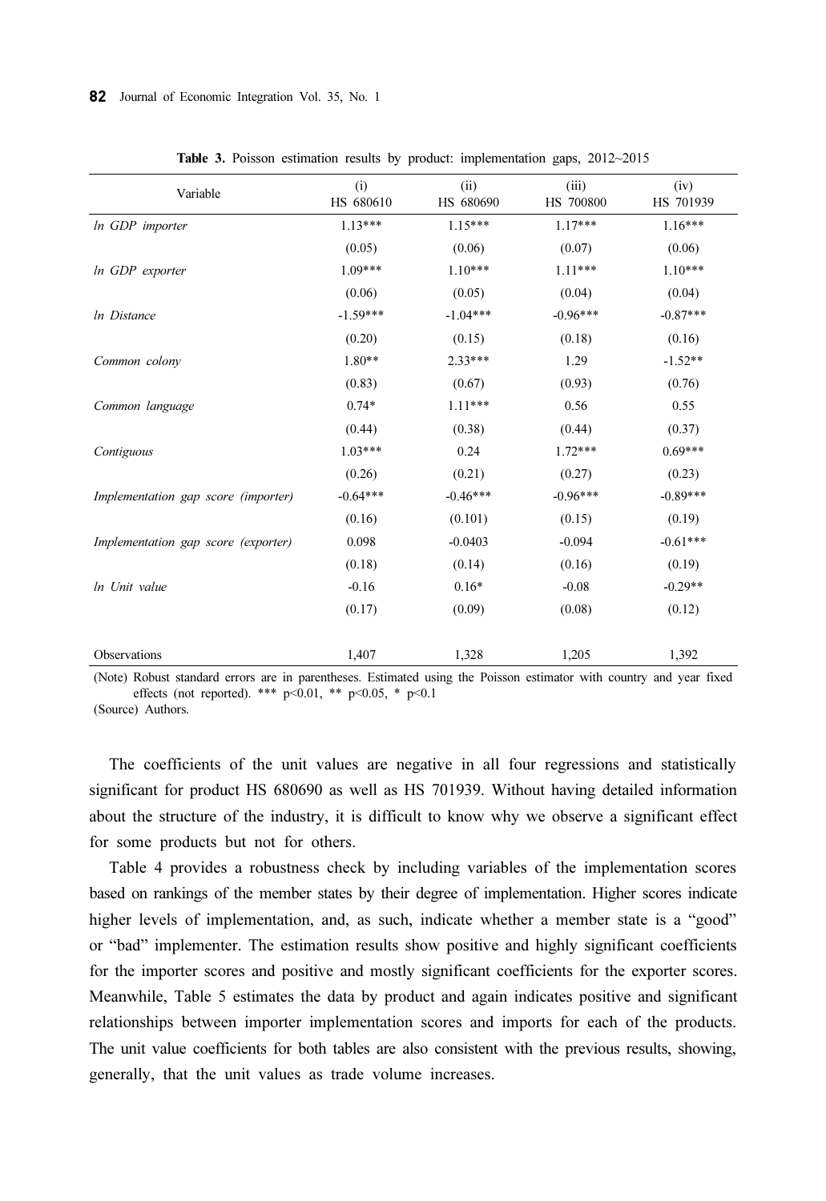**Table 3.** Poisson estimation results by product: implementation gaps, 2012~2015

| Variable | (i) HS 680610 | (ii) HS 680690 | (iii) HS 700800 | (iv) HS 701939 |
|---|---|---|---|---|
| *ln GDP importer* | 1.13*** | 1.15*** | 1.17*** | 1.16*** |
| | (0.05) | (0.06) | (0.07) | (0.06) |
| *ln GDP exporter* | 1.09*** | 1.10*** | 1.11*** | 1.10*** |
| | (0.06) | (0.05) | (0.04) | (0.04) |
| *ln Distance* | -1.59*** | -1.04*** | -0.96*** | -0.87*** |
| | (0.20) | (0.15) | (0.18) | (0.16) |
| *Common colony* | 1.80** | 2.33*** | 1.29 | -1.52** |
| | (0.83) | (0.67) | (0.93) | (0.76) |
| *Common language* | 0.74* | 1.11*** | 0.56 | 0.55 |
| | (0.44) | (0.38) | (0.44) | (0.37) |
| *Contiguous* | 1.03*** | 0.24 | 1.72*** | 0.69*** |
| | (0.26) | (0.21) | (0.27) | (0.23) |
| *Implementation gap score (importer)* | -0.64*** | -0.46*** | -0.96*** | -0.89*** |
| | (0.16) | (0.101) | (0.15) | (0.19) |
| *Implementation gap score (exporter)* | 0.098 | -0.0403 | -0.094 | -0.61*** |
| | (0.18) | (0.14) | (0.16) | (0.19) |
| *ln Unit value* | -0.16 | 0.16* | -0.08 | -0.29** |
| | (0.17) | (0.09) | (0.08) | (0.12) |
| Observations | 1,407 | 1,328 | 1,205 | 1,392 |

(Note) Robust standard errors are in parentheses. Estimated using the Poisson estimator with country and year fixed effects (not reported). *** p<0.01, ** p<0.05, * p<0.1
(Source) Authors.

The coefficients of the unit values are negative in all four regressions and statistically significant for product HS 680690 as well as HS 701939. Without having detailed information about the structure of the industry, it is difficult to know why we observe a significant effect for some products but not for others.

Table 4 provides a robustness check by including variables of the implementation scores based on rankings of the member states by their degree of implementation. Higher scores indicate higher levels of implementation, and, as such, indicate whether a member state is a "good" or "bad" implementer. The estimation results show positive and highly significant coefficients for the importer scores and positive and mostly significant coefficients for the exporter scores. Meanwhile, Table 5 estimates the data by product and again indicates positive and significant relationships between importer implementation scores and imports for each of the products. The unit value coefficients for both tables are also consistent with the previous results, showing, generally, that the unit values as trade volume increases.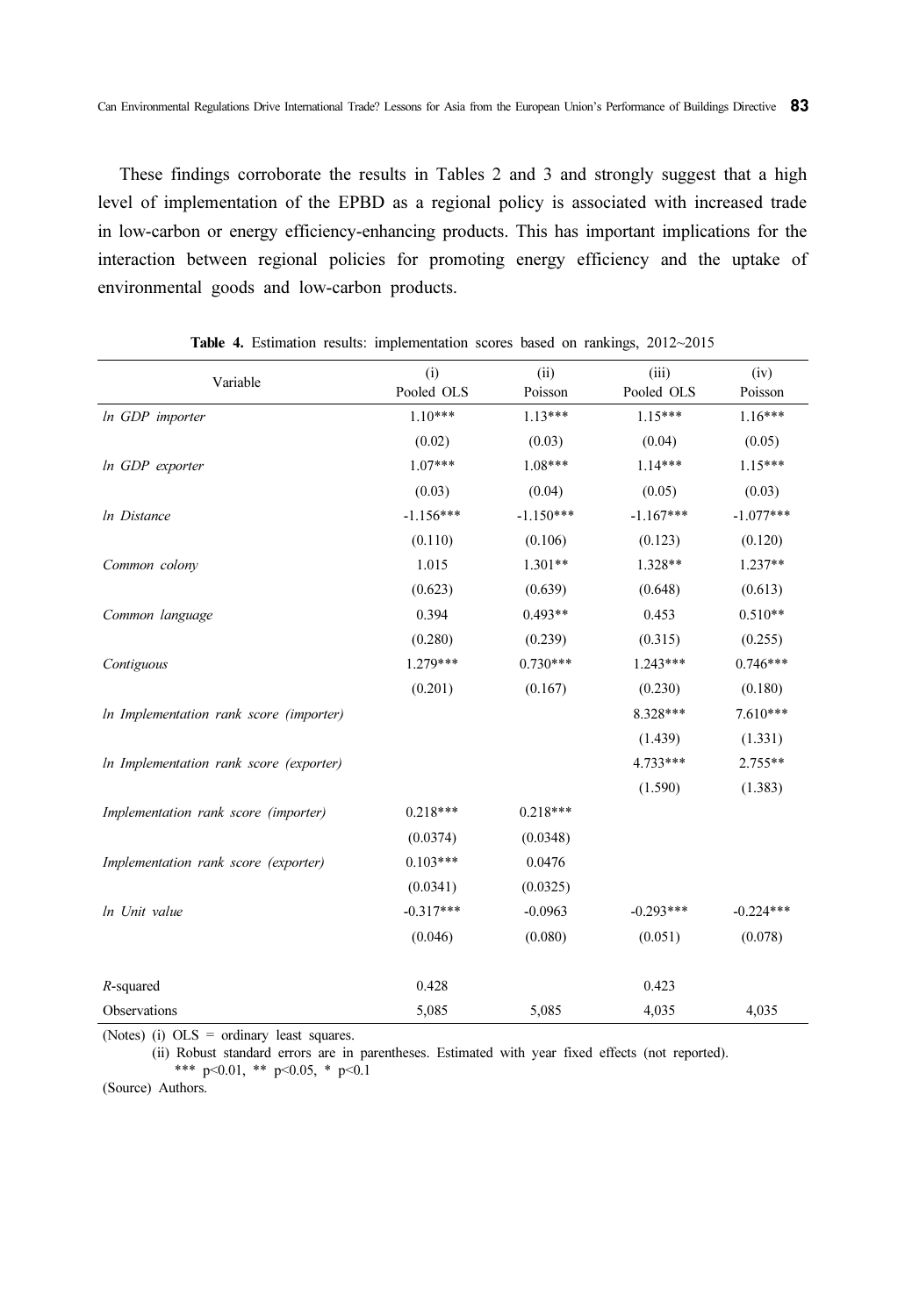These findings corroborate the results in Tables 2 and 3 and strongly suggest that a high level of implementation of the EPBD as a regional policy is associated with increased trade in low-carbon or energy efficiency-enhancing products. This has important implications for the interaction between regional policies for promoting energy efficiency and the uptake of environmental goods and low-carbon products.

**Table 4.** Estimation results: implementation scores based on rankings, 2012~2015

| Variable | (i) Pooled OLS | (ii) Poisson | (iii) Pooled OLS | (iv) Poisson |
|---|---|---|---|---|
| *ln GDP importer* | 1.10*** | 1.13*** | 1.15*** | 1.16*** |
| | (0.02) | (0.03) | (0.04) | (0.05) |
| *ln GDP exporter* | 1.07*** | 1.08*** | 1.14*** | 1.15*** |
| | (0.03) | (0.04) | (0.05) | (0.03) |
| *ln Distance* | -1.156*** | -1.150*** | -1.167*** | -1.077*** |
| | (0.110) | (0.106) | (0.123) | (0.120) |
| *Common colony* | 1.015 | 1.301** | 1.328** | 1.237** |
| | (0.623) | (0.639) | (0.648) | (0.613) |
| *Common language* | 0.394 | 0.493** | 0.453 | 0.510** |
| | (0.280) | (0.239) | (0.315) | (0.255) |
| *Contiguous* | 1.279*** | 0.730*** | 1.243*** | 0.746*** |
| | (0.201) | (0.167) | (0.230) | (0.180) |
| *ln Implementation rank score (importer)* | | | 8.328*** | 7.610*** |
| | | | (1.439) | (1.331) |
| *ln Implementation rank score (exporter)* | | | 4.733*** | 2.755** |
| | | | (1.590) | (1.383) |
| *Implementation rank score (importer)* | 0.218*** | 0.218*** | | |
| | (0.0374) | (0.0348) | | |
| *Implementation rank score (exporter)* | 0.103*** | 0.0476 | | |
| | (0.0341) | (0.0325) | | |
| *ln Unit value* | -0.317*** | -0.0963 | -0.293*** | -0.224*** |
| | (0.046) | (0.080) | (0.051) | (0.078) |
| $R$-squared | 0.428 | | 0.423 | |
| Observations | 5,085 | 5,085 | 4,035 | 4,035 |

(Notes) (i) OLS = ordinary least squares.

(ii) Robust standard errors are in parentheses. Estimated with year fixed effects (not reported).
*** $p<0.01$, ** $p<0.05$, * $p<0.1$

(Source) Authors.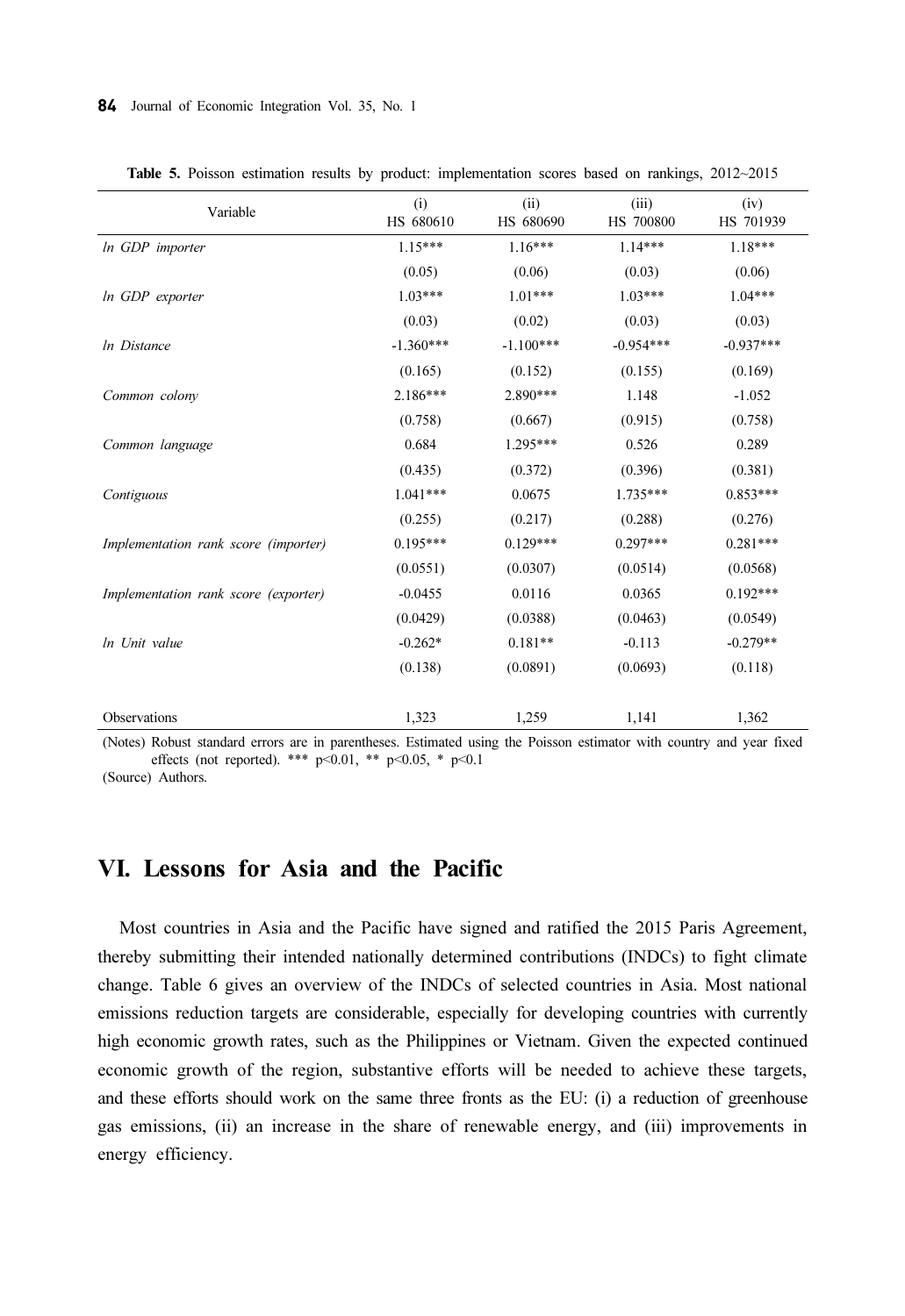**Table 5.** Poisson estimation results by product: implementation scores based on rankings, 2012~2015

| Variable | (i) HS 680610 | (ii) HS 680690 | (iii) HS 700800 | (iv) HS 701939 |
|---|---|---|---|---|
| *ln GDP importer* | 1.15*** | 1.16*** | 1.14*** | 1.18*** |
| | (0.05) | (0.06) | (0.03) | (0.06) |
| *ln GDP exporter* | 1.03*** | 1.01*** | 1.03*** | 1.04*** |
| | (0.03) | (0.02) | (0.03) | (0.03) |
| *ln Distance* | -1.360*** | -1.100*** | -0.954*** | -0.937*** |
| | (0.165) | (0.152) | (0.155) | (0.169) |
| *Common colony* | 2.186*** | 2.890*** | 1.148 | -1.052 |
| | (0.758) | (0.667) | (0.915) | (0.758) |
| *Common language* | 0.684 | 1.295*** | 0.526 | 0.289 |
| | (0.435) | (0.372) | (0.396) | (0.381) |
| *Contiguous* | 1.041*** | 0.0675 | 1.735*** | 0.853*** |
| | (0.255) | (0.217) | (0.288) | (0.276) |
| *Implementation rank score (importer)* | 0.195*** | 0.129*** | 0.297*** | 0.281*** |
| | (0.0551) | (0.0307) | (0.0514) | (0.0568) |
| *Implementation rank score (exporter)* | -0.0455 | 0.0116 | 0.0365 | 0.192*** |
| | (0.0429) | (0.0388) | (0.0463) | (0.0549) |
| *ln Unit value* | -0.262* | 0.181** | -0.113 | -0.279** |
| | (0.138) | (0.0891) | (0.0693) | (0.118) |
| Observations | 1,323 | 1,259 | 1,141 | 1,362 |

(Notes) Robust standard errors are in parentheses. Estimated using the Poisson estimator with country and year fixed effects (not reported). *** $p<0.01$, ** $p<0.05$, * $p<0.1$

(Source) Authors.

## VI. Lessons for Asia and the Pacific

Most countries in Asia and the Pacific have signed and ratified the 2015 Paris Agreement, thereby submitting their intended nationally determined contributions (INDCs) to fight climate change. Table 6 gives an overview of the INDCs of selected countries in Asia. Most national emissions reduction targets are considerable, especially for developing countries with currently high economic growth rates, such as the Philippines or Vietnam. Given the expected continued economic growth of the region, substantive efforts will be needed to achieve these targets, and these efforts should work on the same three fronts as the EU: (i) a reduction of greenhouse gas emissions, (ii) an increase in the share of renewable energy, and (iii) improvements in energy efficiency.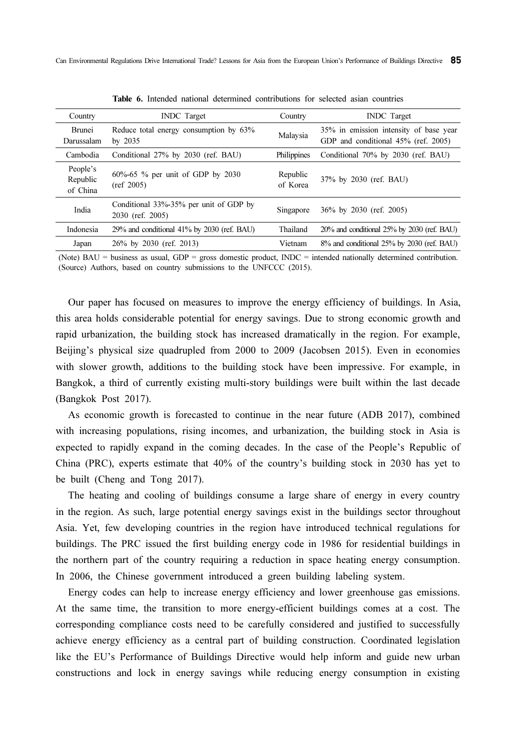**Table 6.** Intended national determined contributions for selected asian countries

| Country | INDC Target | Country | INDC Target |
|---|---|---|---|
| Brunei Darussalam | Reduce total energy consumption by 63% by 2035 | Malaysia | 35% in emission intensity of base year GDP and conditional 45% (ref. 2005) |
| Cambodia | Conditional 27% by 2030 (ref. BAU) | Philippines | Conditional 70% by 2030 (ref. BAU) |
| People's Republic of China | 60%-65 % per unit of GDP by 2030 (ref 2005) | Republic of Korea | 37% by 2030 (ref. BAU) |
| India | Conditional 33%-35% per unit of GDP by 2030 (ref. 2005) | Singapore | 36% by 2030 (ref. 2005) |
| Indonesia | 29% and conditional 41% by 2030 (ref. BAU) | Thailand | 20% and conditional 25% by 2030 (ref. BAU) |
| Japan | 26% by 2030 (ref. 2013) | Vietnam | 8% and conditional 25% by 2030 (ref. BAU) |

(Note) BAU = business as usual, GDP = gross domestic product, INDC = intended nationally determined contribution.
(Source) Authors, based on country submissions to the UNFCCC (2015).

Our paper has focused on measures to improve the energy efficiency of buildings. In Asia, this area holds considerable potential for energy savings. Due to strong economic growth and rapid urbanization, the building stock has increased dramatically in the region. For example, Beijing's physical size quadrupled from 2000 to 2009 (Jacobsen 2015). Even in economies with slower growth, additions to the building stock have been impressive. For example, in Bangkok, a third of currently existing multi-story buildings were built within the last decade (Bangkok Post 2017).

As economic growth is forecasted to continue in the near future (ADB 2017), combined with increasing populations, rising incomes, and urbanization, the building stock in Asia is expected to rapidly expand in the coming decades. In the case of the People's Republic of China (PRC), experts estimate that 40% of the country's building stock in 2030 has yet to be built (Cheng and Tong 2017).

The heating and cooling of buildings consume a large share of energy in every country in the region. As such, large potential energy savings exist in the buildings sector throughout Asia. Yet, few developing countries in the region have introduced technical regulations for buildings. The PRC issued the first building energy code in 1986 for residential buildings in the northern part of the country requiring a reduction in space heating energy consumption. In 2006, the Chinese government introduced a green building labeling system.

Energy codes can help to increase energy efficiency and lower greenhouse gas emissions. At the same time, the transition to more energy-efficient buildings comes at a cost. The corresponding compliance costs need to be carefully considered and justified to successfully achieve energy efficiency as a central part of building construction. Coordinated legislation like the EU's Performance of Buildings Directive would help inform and guide new urban constructions and lock in energy savings while reducing energy consumption in existing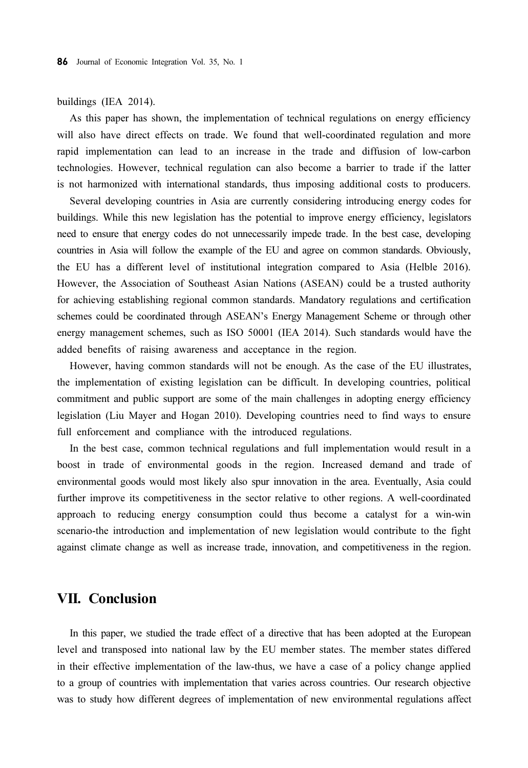buildings (IEA 2014).

As this paper has shown, the implementation of technical regulations on energy efficiency will also have direct effects on trade. We found that well-coordinated regulation and more rapid implementation can lead to an increase in the trade and diffusion of low-carbon technologies. However, technical regulation can also become a barrier to trade if the latter is not harmonized with international standards, thus imposing additional costs to producers.

Several developing countries in Asia are currently considering introducing energy codes for buildings. While this new legislation has the potential to improve energy efficiency, legislators need to ensure that energy codes do not unnecessarily impede trade. In the best case, developing countries in Asia will follow the example of the EU and agree on common standards. Obviously, the EU has a different level of institutional integration compared to Asia (Helble 2016). However, the Association of Southeast Asian Nations (ASEAN) could be a trusted authority for achieving establishing regional common standards. Mandatory regulations and certification schemes could be coordinated through ASEAN's Energy Management Scheme or through other energy management schemes, such as ISO 50001 (IEA 2014). Such standards would have the added benefits of raising awareness and acceptance in the region.

However, having common standards will not be enough. As the case of the EU illustrates, the implementation of existing legislation can be difficult. In developing countries, political commitment and public support are some of the main challenges in adopting energy efficiency legislation (Liu Mayer and Hogan 2010). Developing countries need to find ways to ensure full enforcement and compliance with the introduced regulations.

In the best case, common technical regulations and full implementation would result in a boost in trade of environmental goods in the region. Increased demand and trade of environmental goods would most likely also spur innovation in the area. Eventually, Asia could further improve its competitiveness in the sector relative to other regions. A well-coordinated approach to reducing energy consumption could thus become a catalyst for a win-win scenario-the introduction and implementation of new legislation would contribute to the fight against climate change as well as increase trade, innovation, and competitiveness in the region.

## VII. Conclusion

In this paper, we studied the trade effect of a directive that has been adopted at the European level and transposed into national law by the EU member states. The member states differed in their effective implementation of the law-thus, we have a case of a policy change applied to a group of countries with implementation that varies across countries. Our research objective was to study how different degrees of implementation of new environmental regulations affect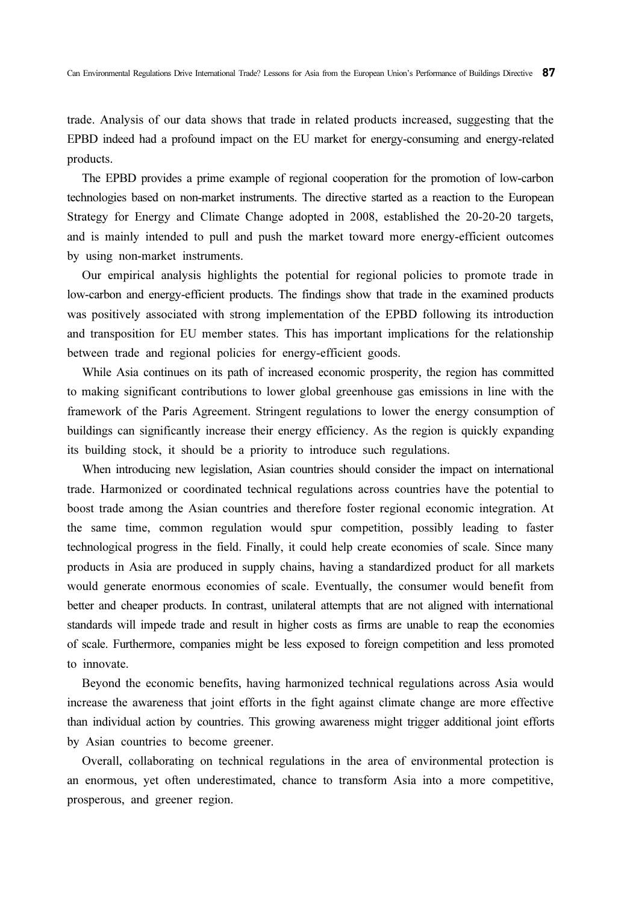trade. Analysis of our data shows that trade in related products increased, suggesting that the EPBD indeed had a profound impact on the EU market for energy-consuming and energy-related products.

The EPBD provides a prime example of regional cooperation for the promotion of low-carbon technologies based on non-market instruments. The directive started as a reaction to the European Strategy for Energy and Climate Change adopted in 2008, established the 20-20-20 targets, and is mainly intended to pull and push the market toward more energy-efficient outcomes by using non-market instruments.

Our empirical analysis highlights the potential for regional policies to promote trade in low-carbon and energy-efficient products. The findings show that trade in the examined products was positively associated with strong implementation of the EPBD following its introduction and transposition for EU member states. This has important implications for the relationship between trade and regional policies for energy-efficient goods.

While Asia continues on its path of increased economic prosperity, the region has committed to making significant contributions to lower global greenhouse gas emissions in line with the framework of the Paris Agreement. Stringent regulations to lower the energy consumption of buildings can significantly increase their energy efficiency. As the region is quickly expanding its building stock, it should be a priority to introduce such regulations.

When introducing new legislation, Asian countries should consider the impact on international trade. Harmonized or coordinated technical regulations across countries have the potential to boost trade among the Asian countries and therefore foster regional economic integration. At the same time, common regulation would spur competition, possibly leading to faster technological progress in the field. Finally, it could help create economies of scale. Since many products in Asia are produced in supply chains, having a standardized product for all markets would generate enormous economies of scale. Eventually, the consumer would benefit from better and cheaper products. In contrast, unilateral attempts that are not aligned with international standards will impede trade and result in higher costs as firms are unable to reap the economies of scale. Furthermore, companies might be less exposed to foreign competition and less promoted to innovate.

Beyond the economic benefits, having harmonized technical regulations across Asia would increase the awareness that joint efforts in the fight against climate change are more effective than individual action by countries. This growing awareness might trigger additional joint efforts by Asian countries to become greener.

Overall, collaborating on technical regulations in the area of environmental protection is an enormous, yet often underestimated, chance to transform Asia into a more competitive, prosperous, and greener region.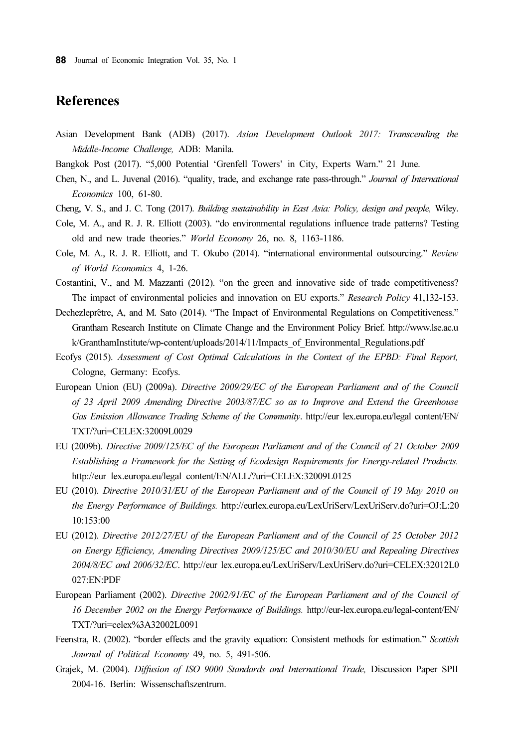## References

Asian Development Bank (ADB) (2017). *Asian Development Outlook 2017: Transcending the Middle-Income Challenge,* ADB: Manila.

Bangkok Post (2017). "5,000 Potential 'Grenfell Towers' in City, Experts Warn." 21 June.

Chen, N., and L. Juvenal (2016). "quality, trade, and exchange rate pass-through." *Journal of International Economics* 100, 61-80.

Cheng, V. S., and J. C. Tong (2017). *Building sustainability in East Asia: Policy, design and people,* Wiley.

Cole, M. A., and R. J. R. Elliott (2003). "do environmental regulations influence trade patterns? Testing old and new trade theories." *World Economy* 26, no. 8, 1163-1186.

Cole, M. A., R. J. R. Elliott, and T. Okubo (2014). "international environmental outsourcing." *Review of World Economics* 4, 1-26.

Costantini, V., and M. Mazzanti (2012). "on the green and innovative side of trade competitiveness? The impact of environmental policies and innovation on EU exports." *Research Policy* 41,132-153.

Dechezleprêtre, A, and M. Sato (2014). "The Impact of Environmental Regulations on Competitiveness." Grantham Research Institute on Climate Change and the Environment Policy Brief. http://www.lse.ac.uk/GranthamInstitute/wp-content/uploads/2014/11/Impacts_of_Environmental_Regulations.pdf

Ecofys (2015). *Assessment of Cost Optimal Calculations in the Context of the EPBD: Final Report,* Cologne, Germany: Ecofys.

European Union (EU) (2009a). *Directive 2009/29/EC of the European Parliament and of the Council of 23 April 2009 Amending Directive 2003/87/EC so as to Improve and Extend the Greenhouse Gas Emission Allowance Trading Scheme of the Community*. http://eur lex.europa.eu/legal content/EN/TXT/?uri=CELEX:32009L0029

EU (2009b). *Directive 2009/125/EC of the European Parliament and of the Council of 21 October 2009 Establishing a Framework for the Setting of Ecodesign Requirements for Energy-related Products.* http://eur lex.europa.eu/legal content/EN/ALL/?uri=CELEX:32009L0125

EU (2010). *Directive 2010/31/EU of the European Parliament and of the Council of 19 May 2010 on the Energy Performance of Buildings.* http://eurlex.europa.eu/LexUriServ/LexUriServ.do?uri=OJ:L:2010:153:00

EU (2012). *Directive 2012/27/EU of the European Parliament and of the Council of 25 October 2012 on Energy Efficiency, Amending Directives 2009/125/EC and 2010/30/EU and Repealing Directives 2004/8/EC and 2006/32/EC*. http://eur lex.europa.eu/LexUriServ/LexUriServ.do?uri=CELEX:32012L0027:EN:PDF

European Parliament (2002). *Directive 2002/91/EC of the European Parliament and of the Council of 16 December 2002 on the Energy Performance of Buildings.* http://eur-lex.europa.eu/legal-content/EN/TXT/?uri=celex%3A32002L0091

Feenstra, R. (2002). "border effects and the gravity equation: Consistent methods for estimation." *Scottish Journal of Political Economy* 49, no. 5, 491-506.

Grajek, M. (2004). *Diffusion of ISO 9000 Standards and International Trade,* Discussion Paper SPII 2004-16. Berlin: Wissenschaftszentrum.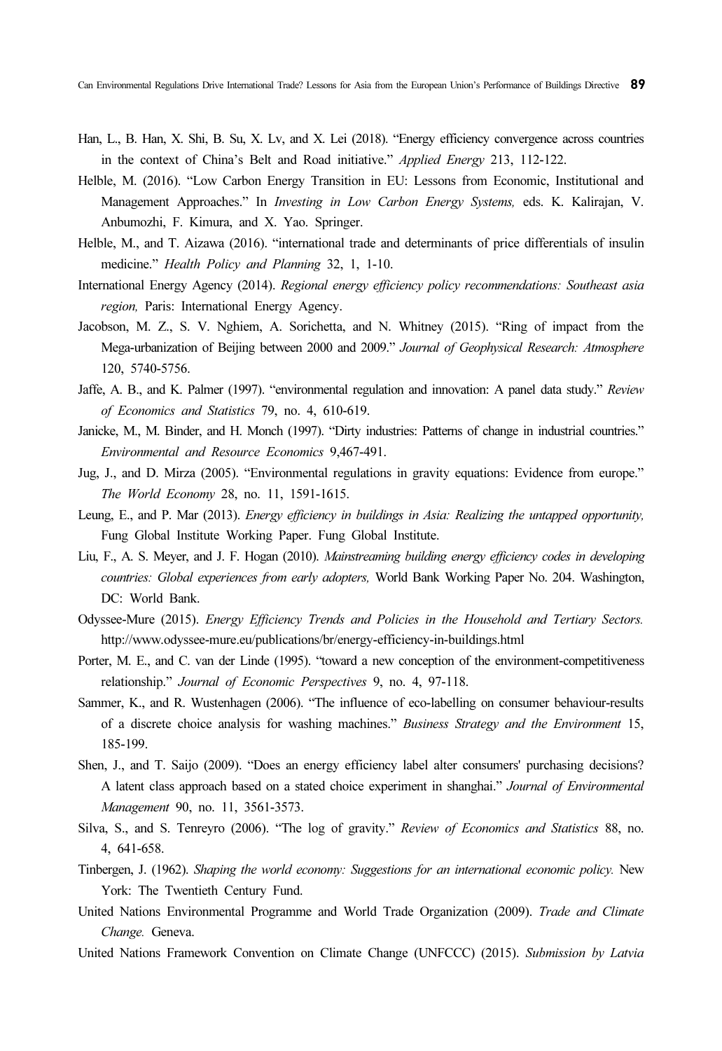Han, L., B. Han, X. Shi, B. Su, X. Lv, and X. Lei (2018). "Energy efficiency convergence across countries in the context of China's Belt and Road initiative." *Applied Energy* 213, 112-122.

Helble, M. (2016). "Low Carbon Energy Transition in EU: Lessons from Economic, Institutional and Management Approaches." In *Investing in Low Carbon Energy Systems,* eds. K. Kalirajan, V. Anbumozhi, F. Kimura, and X. Yao. Springer.

Helble, M., and T. Aizawa (2016). "international trade and determinants of price differentials of insulin medicine." *Health Policy and Planning* 32, 1, 1-10.

International Energy Agency (2014). *Regional energy efficiency policy recommendations: Southeast asia region,* Paris: International Energy Agency.

Jacobson, M. Z., S. V. Nghiem, A. Sorichetta, and N. Whitney (2015). "Ring of impact from the Mega-urbanization of Beijing between 2000 and 2009." *Journal of Geophysical Research: Atmosphere* 120, 5740-5756.

Jaffe, A. B., and K. Palmer (1997). "environmental regulation and innovation: A panel data study." *Review of Economics and Statistics* 79, no. 4, 610-619.

Janicke, M., M. Binder, and H. Monch (1997). "Dirty industries: Patterns of change in industrial countries." *Environmental and Resource Economics* 9,467-491.

Jug, J., and D. Mirza (2005). "Environmental regulations in gravity equations: Evidence from europe." *The World Economy* 28, no. 11, 1591-1615.

Leung, E., and P. Mar (2013). *Energy efficiency in buildings in Asia: Realizing the untapped opportunity,* Fung Global Institute Working Paper. Fung Global Institute.

Liu, F., A. S. Meyer, and J. F. Hogan (2010). *Mainstreaming building energy efficiency codes in developing countries: Global experiences from early adopters,* World Bank Working Paper No. 204. Washington, DC: World Bank.

Odyssee-Mure (2015). *Energy Efficiency Trends and Policies in the Household and Tertiary Sectors.* http://www.odyssee-mure.eu/publications/br/energy-efficiency-in-buildings.html

Porter, M. E., and C. van der Linde (1995). "toward a new conception of the environment-competitiveness relationship." *Journal of Economic Perspectives* 9, no. 4, 97-118.

Sammer, K., and R. Wustenhagen (2006). "The influence of eco-labelling on consumer behaviour-results of a discrete choice analysis for washing machines." *Business Strategy and the Environment* 15, 185-199.

Shen, J., and T. Saijo (2009). "Does an energy efficiency label alter consumers' purchasing decisions? A latent class approach based on a stated choice experiment in shanghai." *Journal of Environmental Management* 90, no. 11, 3561-3573.

Silva, S., and S. Tenreyro (2006). "The log of gravity." *Review of Economics and Statistics* 88, no. 4, 641-658.

Tinbergen, J. (1962). *Shaping the world economy: Suggestions for an international economic policy.* New York: The Twentieth Century Fund.

United Nations Environmental Programme and World Trade Organization (2009). *Trade and Climate Change.* Geneva.

United Nations Framework Convention on Climate Change (UNFCCC) (2015). *Submission by Latvia*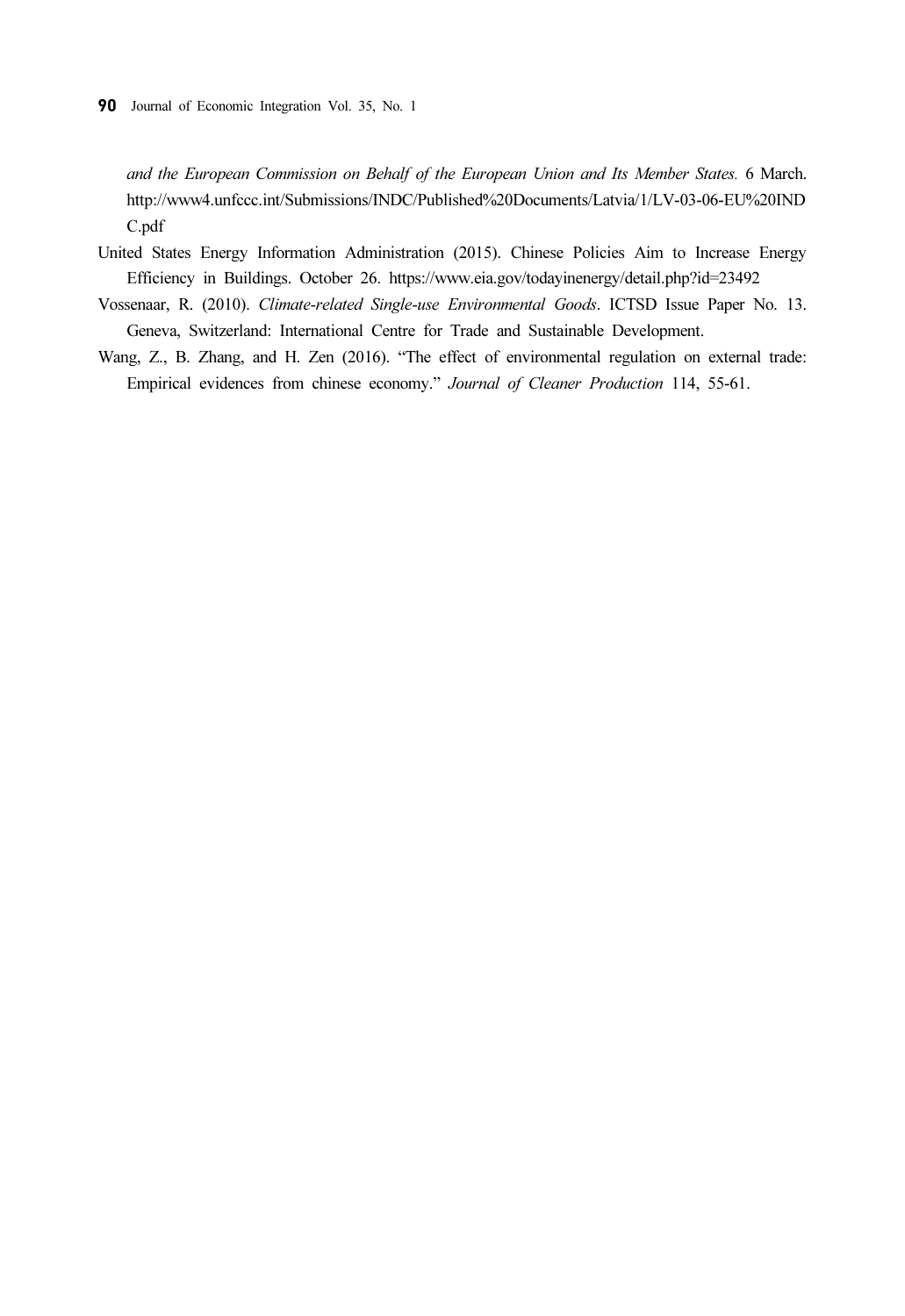*and the European Commission on Behalf of the European Union and Its Member States.* 6 March. http://www4.unfccc.int/Submissions/INDC/Published%20Documents/Latvia/1/LV-03-06-EU%20INDC.pdf

United States Energy Information Administration (2015). Chinese Policies Aim to Increase Energy Efficiency in Buildings. October 26. https://www.eia.gov/todayinenergy/detail.php?id=23492

Vossenaar, R. (2010). *Climate-related Single-use Environmental Goods*. ICTSD Issue Paper No. 13. Geneva, Switzerland: International Centre for Trade and Sustainable Development.

Wang, Z., B. Zhang, and H. Zen (2016). "The effect of environmental regulation on external trade: Empirical evidences from chinese economy." *Journal of Cleaner Production* 114, 55-61.